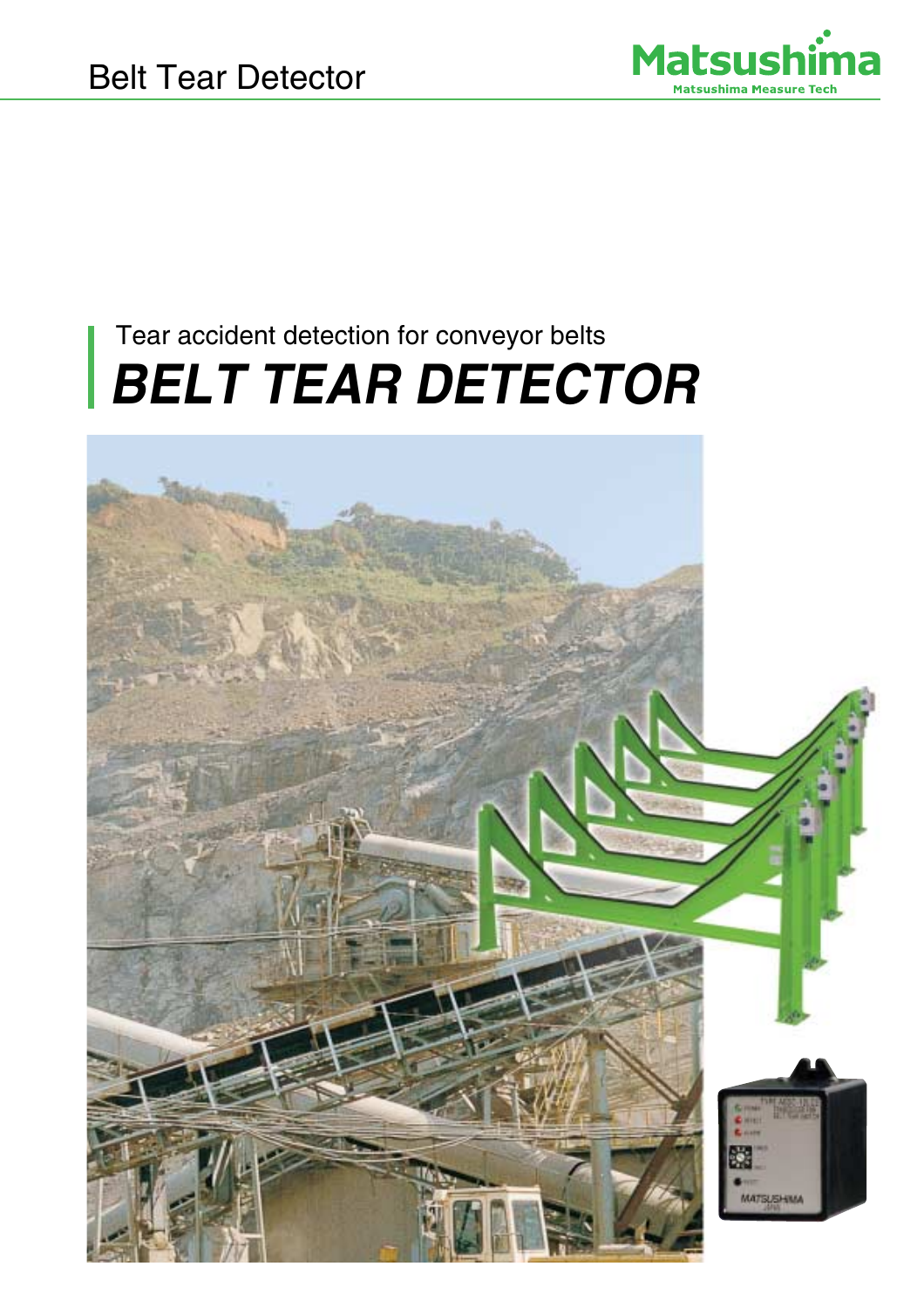Belt Tear Detector

Tear accident detection for conveyor belts

# *BELT TEAR DETECTOR*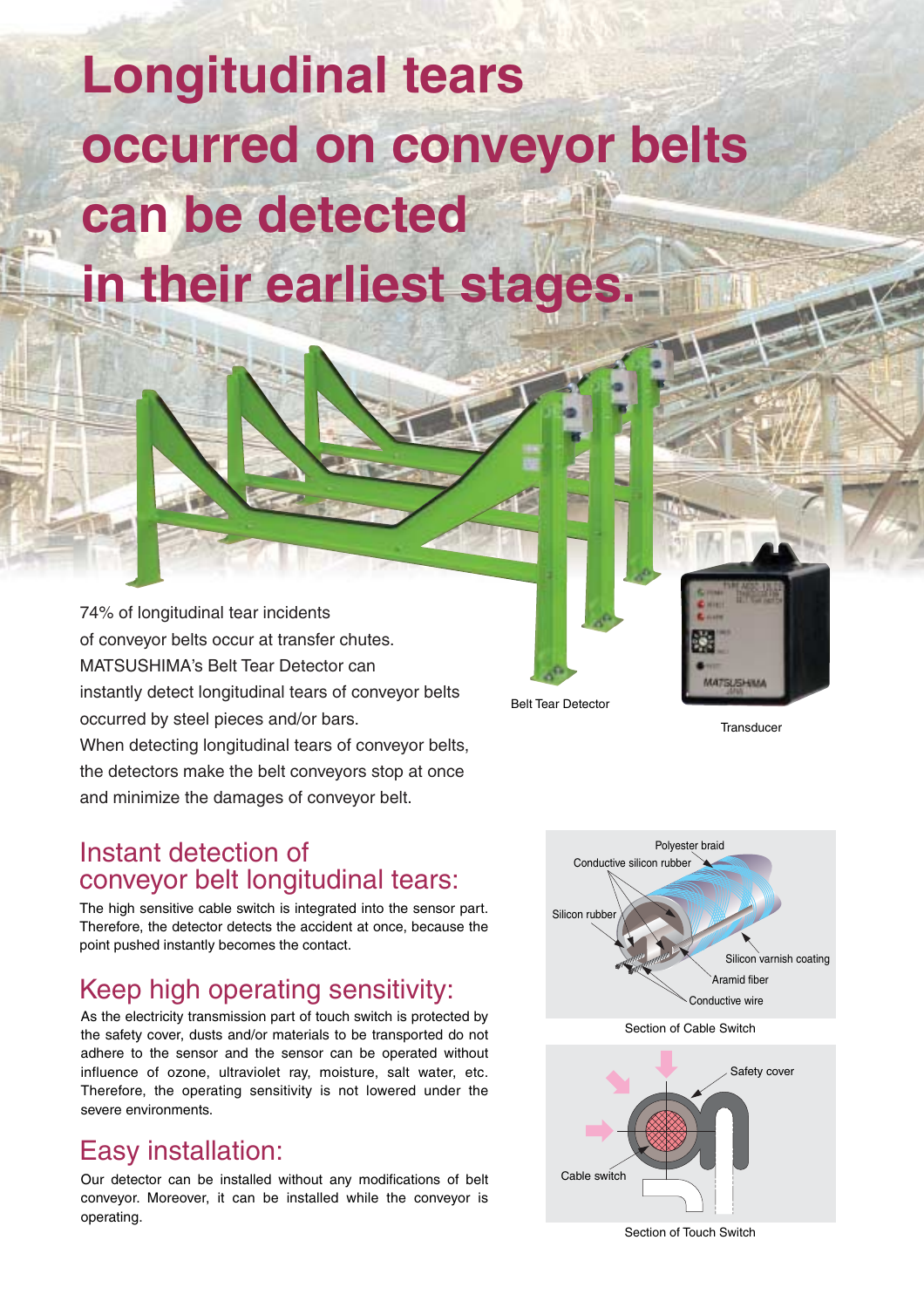# Longitudinal tears occurred on conveyor belts can be detected in their earliest stages.

74% of longitudinal tear incidents of conveyor belts occur at transfer chutes. MATSUSHIMA's Belt Tear Detector can instantly detect longitudinal tears of conveyor belts occurred by steel pieces and/or bars. When detecting longitudinal tears of conveyor belts, the detectors make the belt conveyors stop at once and minimize the damages of conveyor belt.

Belt Tear Detector

Transducer

## Instant detection of conveyor belt longitudinal tears:

The high sensitive cable switch is integrated into the sensor part. Therefore, the detector detects the accident at once, because the point pushed instantly becomes the contact.

## Keep high operating sensitivity:

As the electricity transmission part of touch switch is protected by the safety cover, dusts and/or materials to be transported do not adhere to the sensor and the sensor can be operated without influence of ozone, ultraviolet ray, moisture, salt water, etc. Therefore, the operating sensitivity is not lowered under the severe environments.

## Easy installation:

Our detector can be installed without any modifications of belt conveyor. Moreover, it can be installed while the conveyor is operating.

Polyester braid
Conductive silicon rubber
Silicon rubber
Silicon varnish coating
Aramid fiber
Conductive wire

Section of Cable Switch

Safety cover
Cable switch

Section of Touch Switch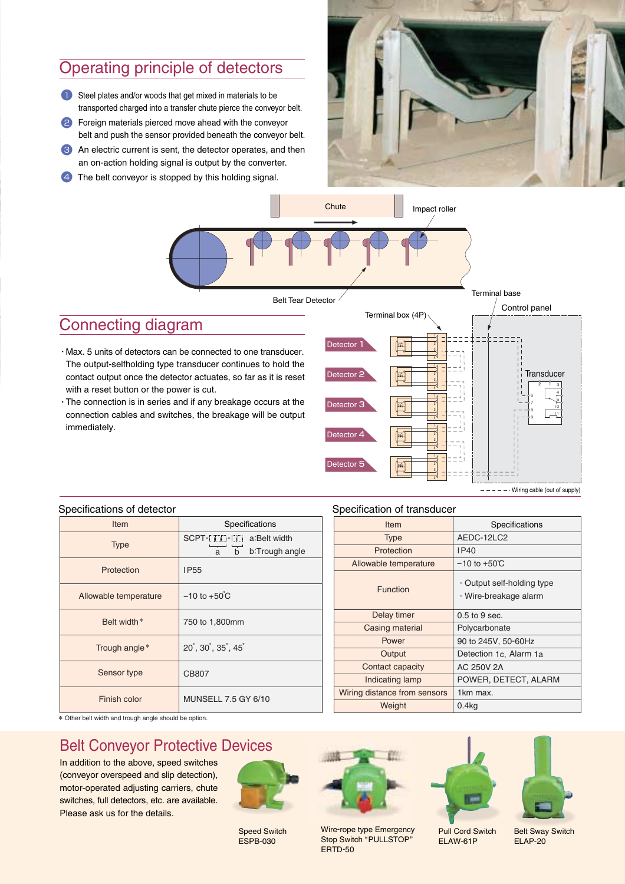## Operating principle of detectors

1. Steel plates and/or woods that get mixed in materials to be transported charged into a transfer chute pierce the conveyor belt.
2. Foreign materials pierced move ahead with the conveyor belt and push the sensor provided beneath the conveyor belt.
3. An electric current is sent, the detector operates, and then an on-action holding signal is output by the converter.
4. The belt conveyor is stopped by this holding signal.

Chute

Impact roller

Belt Tear Detector

## Connecting diagram

- Max. 5 units of detectors can be connected to one transducer. The output-selfholding type transducer continues to hold the contact output once the detector actuates, so far as it is reset with a reset button or the power is cut.
- The connection is in series and if any breakage occurs at the connection cables and switches, the breakage will be output immediately.

Terminal base

Control panel

Terminal box (4P)

Transducer

Detector 1

Detector 2

Detector 3

Detector 4

Detector 5

- - - - - Wiring cable (out of supply)

### Specifications of detector

| Item | Specifications |
|---|---|
| Type | SCPT-□□□-□□ a:Belt width b:Trough angle |
| Protection | IP55 |
| Allowable temperature | −10 to +50℃ |
| Belt width* | 750 to 1,800mm |
| Trough angle* | 20°, 30°, 35°, 45° |
| Sensor type | CB807 |
| Finish color | MUNSELL 7.5 GY 6/10 |

* Other belt width and trough angle should be option.

### Specification of transducer

| Item | Specifications |
|---|---|
| Type | AEDC-12LC2 |
| Protection | IP40 |
| Allowable temperature | −10 to +50℃ |
| Function | · Output self-holding type<br>· Wire-breakage alarm |
| Delay timer | 0.5 to 9 sec. |
| Casing material | Polycarbonate |
| Power | 90 to 245V, 50-60Hz |
| Output | Detection 1c, Alarm 1a |
| Contact capacity | AC 250V 2A |
| Indicating lamp | POWER, DETECT, ALARM |
| Wiring distance from sensors | 1km max. |
| Weight | 0.4kg |

## Belt Conveyor Protective Devices

In addition to the above, speed switches (conveyor overspeed and slip detection), motor-operated adjusting carriers, chute switches, full detectors, etc. are available. Please ask us for the details.

Speed Switch
ESPB-030

Wire-rope type Emergency Stop Switch "PULLSTOP"
ERTD-50

Pull Cord Switch
ELAW-61P

Belt Sway Switch
ELAP-20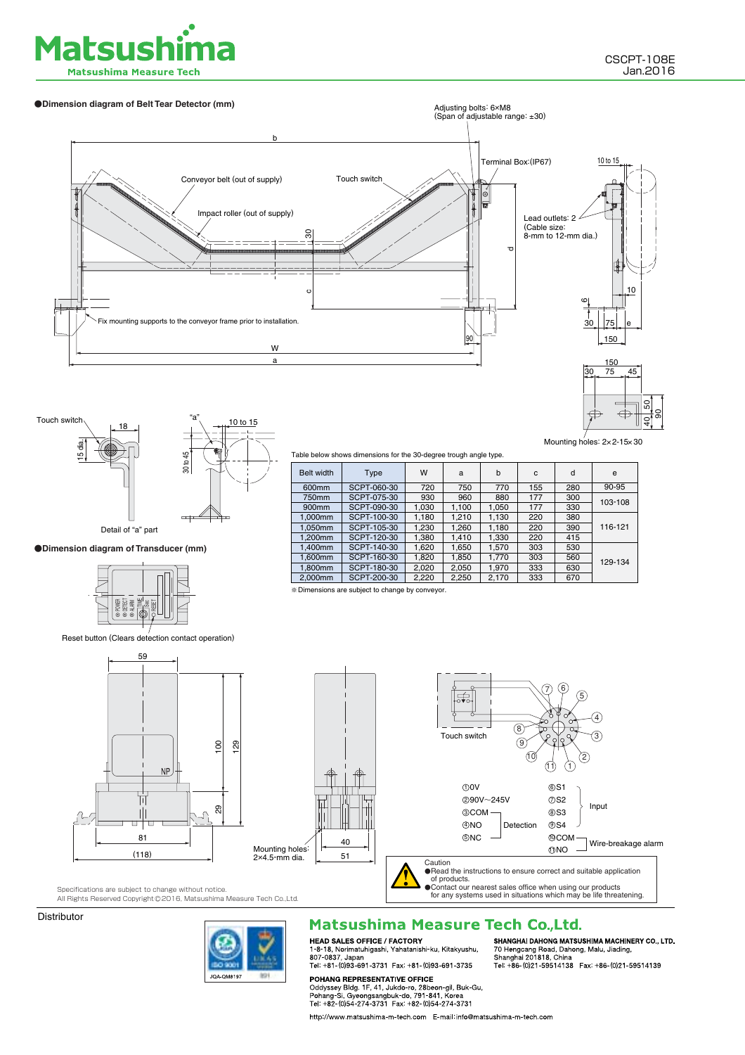●Dimension diagram of Belt Tear Detector (mm)

Adjusting bolts: 6×M8
(Span of adjustable range: ±30)

Terminal Box:(IP67)

Conveyor belt (out of supply)

Touch switch

Impact roller (out of supply)

Lead outlets: 2
(Cable size:
8-mm to 12-mm dia.)

Fix mounting supports to the conveyor frame prior to installation.

Mounting holes: 2×2-15×30

Touch switch

Detail of "a" part

Table below shows dimensions for the 30-degree trough angle type.

| Belt width | Type | W | a | b | c | d | e |
|---|---|---|---|---|---|---|---|
| 600mm | SCPT-060-30 | 720 | 750 | 770 | 155 | 280 | 90-95 |
| 750mm | SCPT-075-30 | 930 | 960 | 880 | 177 | 300 | 103-108 |
| 900mm | SCPT-090-30 | 1,030 | 1,100 | 1,050 | 177 | 330 | |
| 1,000mm | SCPT-100-30 | 1,180 | 1,210 | 1,130 | 220 | 380 | 116-121 |
| 1,050mm | SCPT-105-30 | 1,230 | 1,260 | 1,180 | 220 | 390 | |
| 1,200mm | SCPT-120-30 | 1,380 | 1,410 | 1,330 | 220 | 415 | |
| 1,400mm | SCPT-140-30 | 1,620 | 1,650 | 1,570 | 303 | 530 | 129-134 |
| 1,600mm | SCPT-160-30 | 1,820 | 1,850 | 1,770 | 303 | 560 | |
| 1,800mm | SCPT-180-30 | 2,020 | 2,050 | 1,970 | 333 | 630 | |
| 2,000mm | SCPT-200-30 | 2,220 | 2,250 | 2,170 | 333 | 670 | |

※Dimensions are subject to change by conveyor.

●Dimension diagram of Transducer (mm)

Reset button (Clears detection contact operation)

Mounting holes: 2×4.5-mm dia.

Touch switch

①0V
②90V～245V
③COM
④NO
⑤NC

Detection

⑥S1
⑦S2
⑧S3
⑨S4

Input

⑩COM
⑪NO

Wire-breakage alarm

Caution
●Read the instructions to ensure correct and suitable application of products.
●Contact our nearest sales office when using our products for any systems used in situations which may be life threatening.

Specifications are subject to change without notice.
All Rights Reserved Copyright©2016, Matsushima Measure Tech Co.,Ltd.

Distributor

## Matsushima Measure Tech Co.,Ltd.

**HEAD SALES OFFICE / FACTORY**
1-8-18, Norimatuhigashi, Yahatanishi-ku, Kitakyushu, 807-0837, Japan
Tel: +81-(0)93-691-3731 Fax: +81-(0)93-691-3735

**SHANGHAI DAHONG MATSUSHIMA MACHINERY CO., LTD.**
70 Hengcang Road, Dahong, Malu, Jiading, Shanghai 201818, China
Tel: +86-(0)21-59514138 Fax: +86-(0)21-59514139

**POHANG REPRESENTATIVE OFFICE**
Oddyssey Bldg. 1F, 41, Jukdo-ro, 28beon-gil, Buk-Gu, Pohang-Si, Gyeongsangbuk-do, 791-841, Korea
Tel: +82-(0)54-274-3731 Fax: +82-(0)54-274-3731

http://www.matsushima-m-tech.com E-mail:info@matsushima-m-tech.com